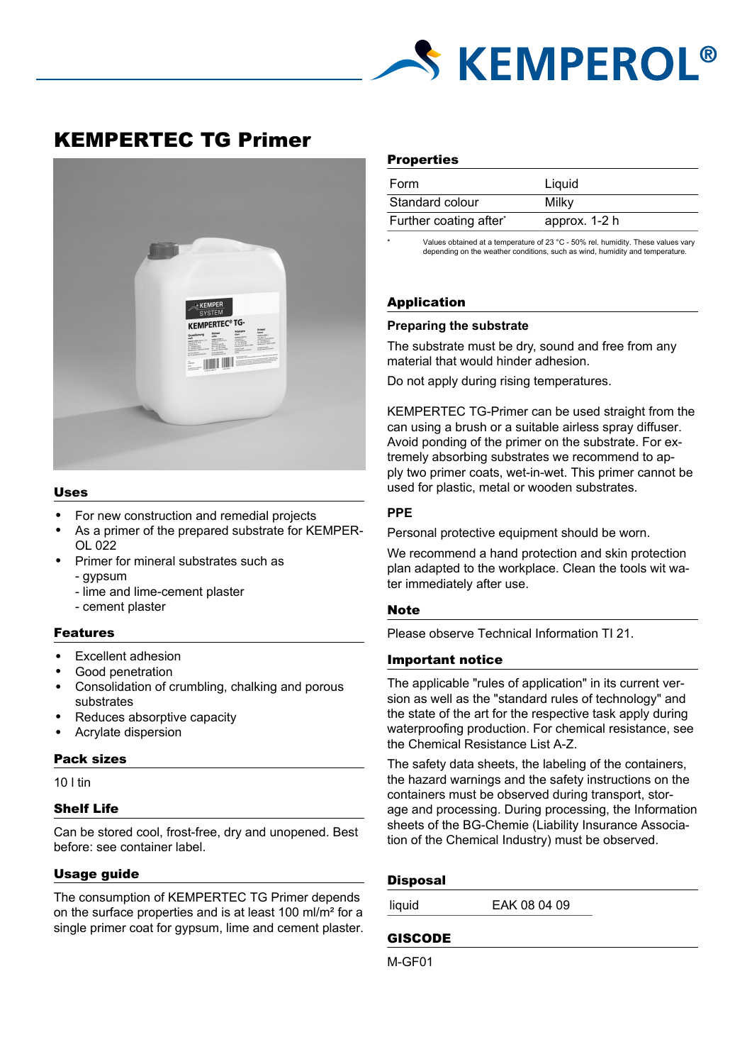# KEMPERTEC TG Primer

## Uses

- For new construction and remedial projects
- As a primer of the prepared substrate for KEMPEROL 022
- Primer for mineral substrates such as
  - gypsum
  - lime and lime-cement plaster
  - cement plaster

## Features

- Excellent adhesion
- Good penetration
- Consolidation of crumbling, chalking and porous substrates
- Reduces absorptive capacity
- Acrylate dispersion

## Pack sizes

10 l tin

## Shelf Life

Can be stored cool, frost-free, dry and unopened. Best before: see container label.

## Usage guide

The consumption of KEMPERTEC TG Primer depends on the surface properties and is at least 100 ml/m² for a single primer coat for gypsum, lime and cement plaster.

## Properties

| | |
|---|---|
| Form | Liquid |
| Standard colour | Milky |
| Further coating after* | approx. 1-2 h |

\* Values obtained at a temperature of 23 °C - 50% rel. humidity. These values vary depending on the weather conditions, such as wind, humidity and temperature.

## Application

### Preparing the substrate

The substrate must be dry, sound and free from any material that would hinder adhesion.

Do not apply during rising temperatures.

KEMPERTEC TG-Primer can be used straight from the can using a brush or a suitable airless spray diffuser. Avoid ponding of the primer on the substrate. For extremely absorbing substrates we recommend to apply two primer coats, wet-in-wet. This primer cannot be used for plastic, metal or wooden substrates.

### PPE

Personal protective equipment should be worn.

We recommend a hand protection and skin protection plan adapted to the workplace. Clean the tools wit water immediately after use.

## Note

Please observe Technical Information TI 21.

## Important notice

The applicable "rules of application" in its current version as well as the "standard rules of technology" and the state of the art for the respective task apply during waterproofing production. For chemical resistance, see the Chemical Resistance List A-Z.

The safety data sheets, the labeling of the containers, the hazard warnings and the safety instructions on the containers must be observed during transport, storage and processing. During processing, the Information sheets of the BG-Chemie (Liability Insurance Association of the Chemical Industry) must be observed.

## Disposal

| | |
|---|---|
| liquid | EAK 08 04 09 |

## GISCODE

M-GF01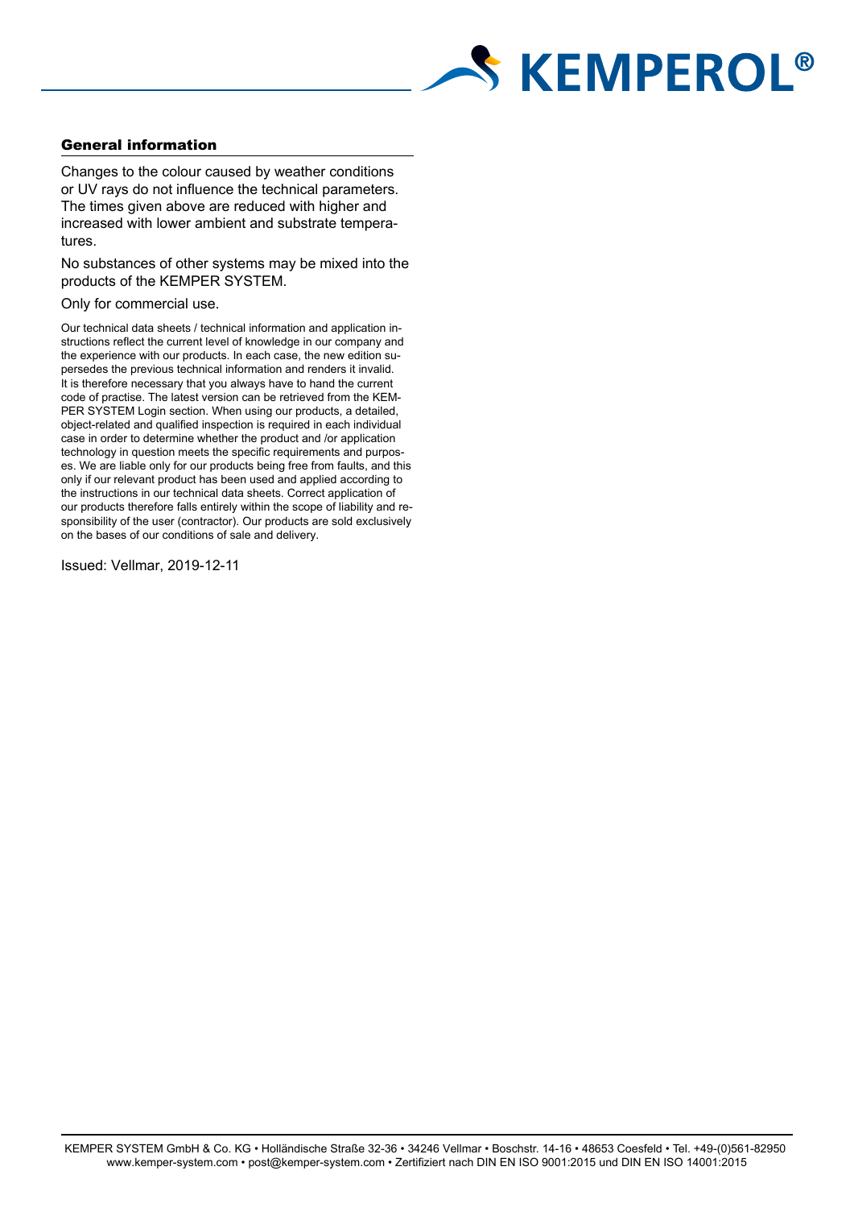## General information

Changes to the colour caused by weather conditions or UV rays do not influence the technical parameters. The times given above are reduced with higher and increased with lower ambient and substrate temperatures.

No substances of other systems may be mixed into the products of the KEMPER SYSTEM.

Only for commercial use.

Our technical data sheets / technical information and application instructions reflect the current level of knowledge in our company and the experience with our products. In each case, the new edition supersedes the previous technical information and renders it invalid. It is therefore necessary that you always have to hand the current code of practise. The latest version can be retrieved from the KEMPER SYSTEM Login section. When using our products, a detailed, object-related and qualified inspection is required in each individual case in order to determine whether the product and /or application technology in question meets the specific requirements and purposes. We are liable only for our products being free from faults, and this only if our relevant product has been used and applied according to the instructions in our technical data sheets. Correct application of our products therefore falls entirely within the scope of liability and responsibility of the user (contractor). Our products are sold exclusively on the bases of our conditions of sale and delivery.

Issued: Vellmar, 2019-12-11